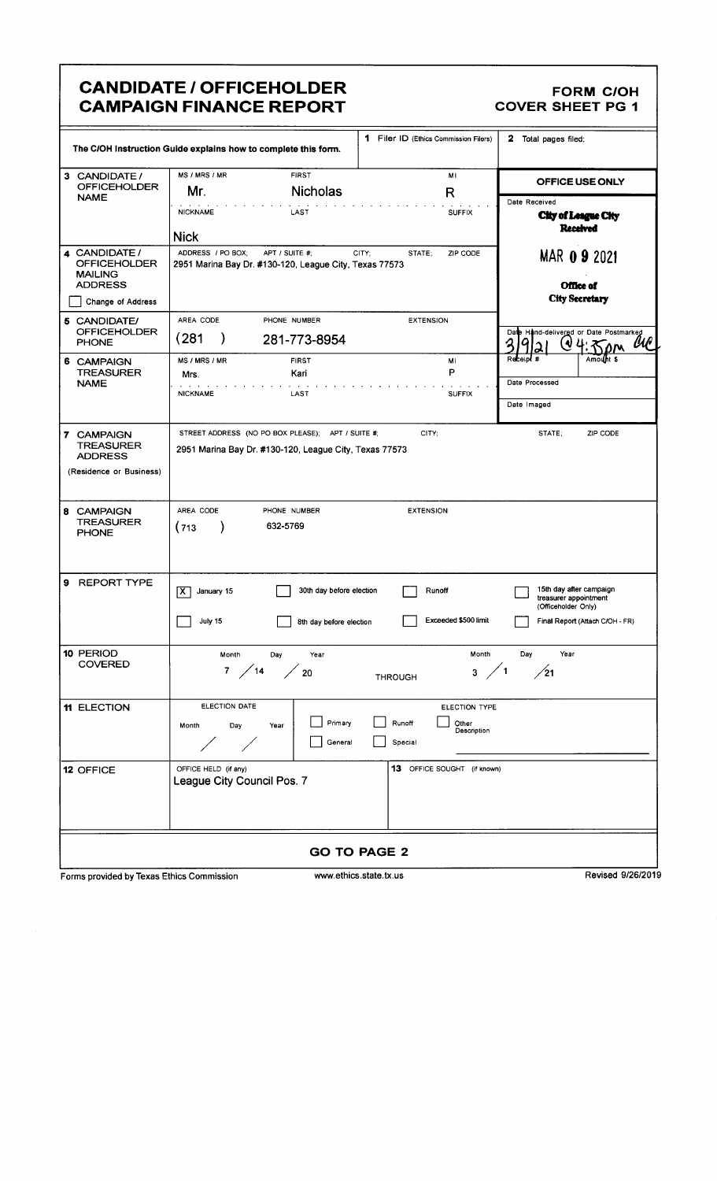# CANDIDATE / OFFICEHOLDER CAMPAIGN FINANCE REPORT

**FORM C/OH**
**COVER SHEET PG 1**

The C/OH Instruction Guide explains how to complete this form.

**1** Filer ID (Ethics Commission Filers)

**2** Total pages filed:

| | | | | |
|---|---|---|---|---|
| **3 CANDIDATE / OFFICEHOLDER NAME** | MS / MRS / MR: Mr. | FIRST: Nicholas | MI: R | |
| | NICKNAME: Nick | LAST: | SUFFIX: | |
| **4 CANDIDATE / OFFICEHOLDER MAILING ADDRESS** ☐ Change of Address | ADDRESS / PO BOX; APT / SUITE #; CITY; STATE; ZIP CODE | 2951 Marina Bay Dr. #130-120, League City, Texas 77573 | | |
| **5 CANDIDATE/ OFFICEHOLDER PHONE** | AREA CODE: (281) | PHONE NUMBER: 281-773-8954 | EXTENSION: | |
| **6 CAMPAIGN TREASURER NAME** | MS / MRS / MR: Mrs. | FIRST: Kari | MI: P | |
| | NICKNAME: | LAST: | SUFFIX: | |

**OFFICE USE ONLY**

Date Received: City of League City Received MAR 09 2021 Office of City Secretary

Date Hand-delivered or Date Postmarked: 3/9/21 @ 4:35pm

Receipt #

Amount $

Date Processed

Date Imaged

| | |
|---|---|
| **7 CAMPAIGN TREASURER ADDRESS** (Residence or Business) | STREET ADDRESS (NO PO BOX PLEASE); APT / SUITE #; CITY; STATE; ZIP CODE<br>2951 Marina Bay Dr. #130-120, League City, Texas 77573 |
| **8 CAMPAIGN TREASURER PHONE** | AREA CODE: (713) PHONE NUMBER: 632-5769 EXTENSION: |
| **9 REPORT TYPE** | [X] January 15 ☐ 30th day before election ☐ Runoff ☐ 15th day after campaign treasurer appointment (Officeholder Only)<br>☐ July 15 ☐ 8th day before election ☐ Exceeded $500 limit ☐ Final Report (Attach C/OH - FR) |
| **10 PERIOD COVERED** | Month / Day / Year: 7 / 14 / 20 THROUGH Month / Day / Year: 3 / 1 / 21 |
| **11 ELECTION** | ELECTION DATE: Month / Day / Year: / / <br>ELECTION TYPE: ☐ Primary ☐ Runoff ☐ Other Description ☐ General ☐ Special |
| **12 OFFICE** | OFFICE HELD (if any): League City Council Pos. 7<br>**13** OFFICE SOUGHT (if known): |

**GO TO PAGE 2**

Forms provided by Texas Ethics Commission www.ethics.state.tx.us Revised 9/26/2019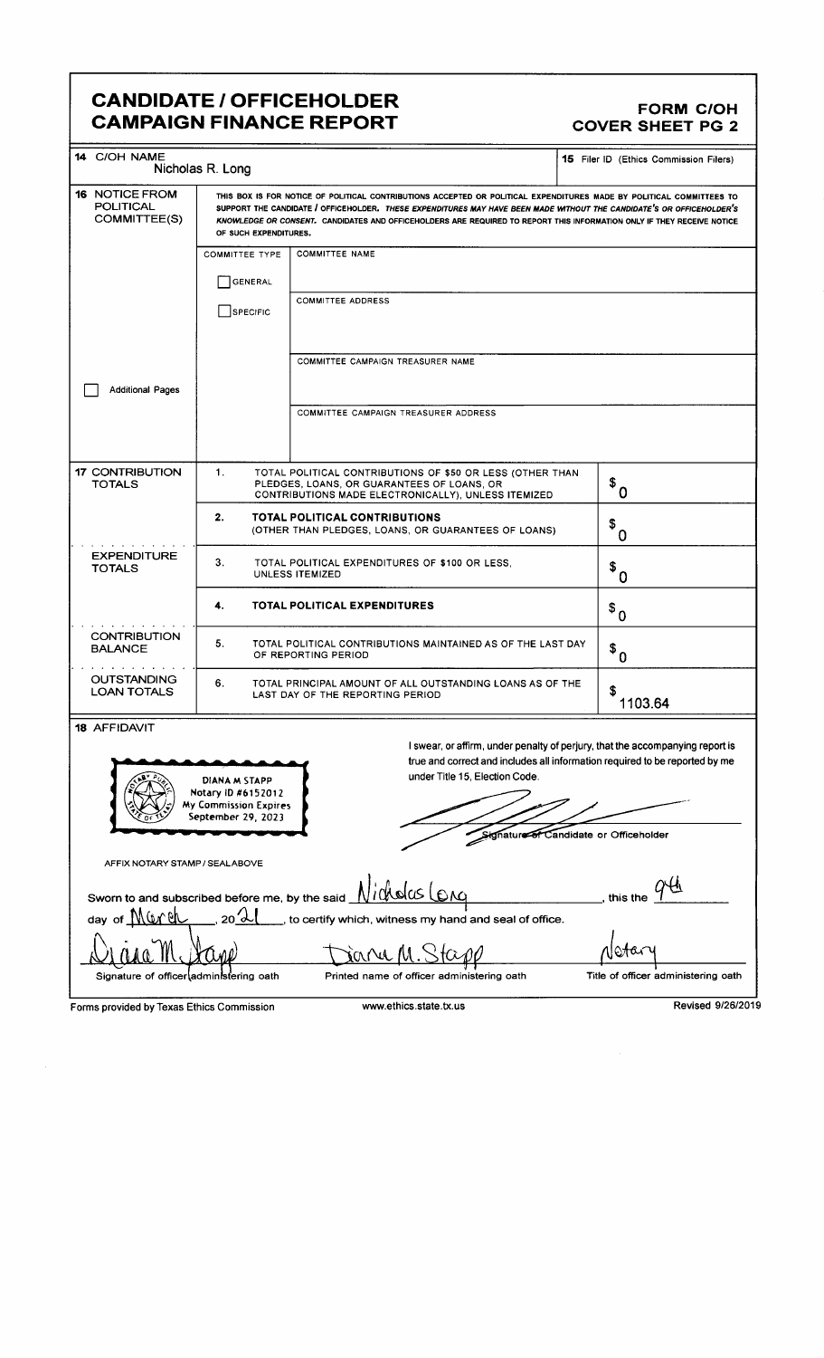# CANDIDATE / OFFICEHOLDER CAMPAIGN FINANCE REPORT

## FORM C/OH COVER SHEET PG 2

| | |
|---|---|
| **14** C/OH NAME: Nicholas R. Long | **15** Filer ID (Ethics Commission Filers) |

**16 NOTICE FROM POLITICAL COMMITTEE(S)**

THIS BOX IS FOR NOTICE OF POLITICAL CONTRIBUTIONS ACCEPTED OR POLITICAL EXPENDITURES MADE BY POLITICAL COMMITTEES TO SUPPORT THE CANDIDATE / OFFICEHOLDER. *THESE EXPENDITURES MAY HAVE BEEN MADE WITHOUT THE CANDIDATE'S OR OFFICEHOLDER'S KNOWLEDGE OR CONSENT.* CANDIDATES AND OFFICEHOLDERS ARE REQUIRED TO REPORT THIS INFORMATION ONLY IF THEY RECEIVE NOTICE OF SUCH EXPENDITURES.

| COMMITTEE TYPE | |
|---|---|
| ☐ GENERAL | COMMITTEE NAME |
| ☐ SPECIFIC | COMMITTEE ADDRESS |
| | COMMITTEE CAMPAIGN TREASURER NAME |
| | COMMITTEE CAMPAIGN TREASURER ADDRESS |

☐ Additional Pages

| | | | |
|---|---|---|---|
| **17 CONTRIBUTION TOTALS** | 1. | TOTAL POLITICAL CONTRIBUTIONS OF $50 OR LESS (OTHER THAN PLEDGES, LOANS, OR GUARANTEES OF LOANS, OR CONTRIBUTIONS MADE ELECTRONICALLY), UNLESS ITEMIZED | $ 0 |
| | 2. | **TOTAL POLITICAL CONTRIBUTIONS** (OTHER THAN PLEDGES, LOANS, OR GUARANTEES OF LOANS) | $ 0 |
| **EXPENDITURE TOTALS** | 3. | TOTAL POLITICAL EXPENDITURES OF $100 OR LESS, UNLESS ITEMIZED | $ 0 |
| | 4. | **TOTAL POLITICAL EXPENDITURES** | $ 0 |
| **CONTRIBUTION BALANCE** | 5. | TOTAL POLITICAL CONTRIBUTIONS MAINTAINED AS OF THE LAST DAY OF REPORTING PERIOD | $ 0 |
| **OUTSTANDING LOAN TOTALS** | 6. | TOTAL PRINCIPAL AMOUNT OF ALL OUTSTANDING LOANS AS OF THE LAST DAY OF THE REPORTING PERIOD | $ 1103.64 |

**18 AFFIDAVIT**

DIANA M STAPP
Notary ID #6152012
My Commission Expires
September 29, 2023

I swear, or affirm, under penalty of perjury, that the accompanying report is true and correct and includes all information required to be reported by me under Title 15, Election Code.

Signature of Candidate or Officeholder

AFFIX NOTARY STAMP / SEALABOVE

Sworn to and subscribed before me, by the said Nicholas Long, this the 9th day of March, 20 21, to certify which, witness my hand and seal of office.

| Diana M. Stapp | Diana M. Stapp | Notary |
|---|---|---|
| Signature of officer administering oath | Printed name of officer administering oath | Title of officer administering oath |

Forms provided by Texas Ethics Commission — www.ethics.state.tx.us — Revised 9/26/2019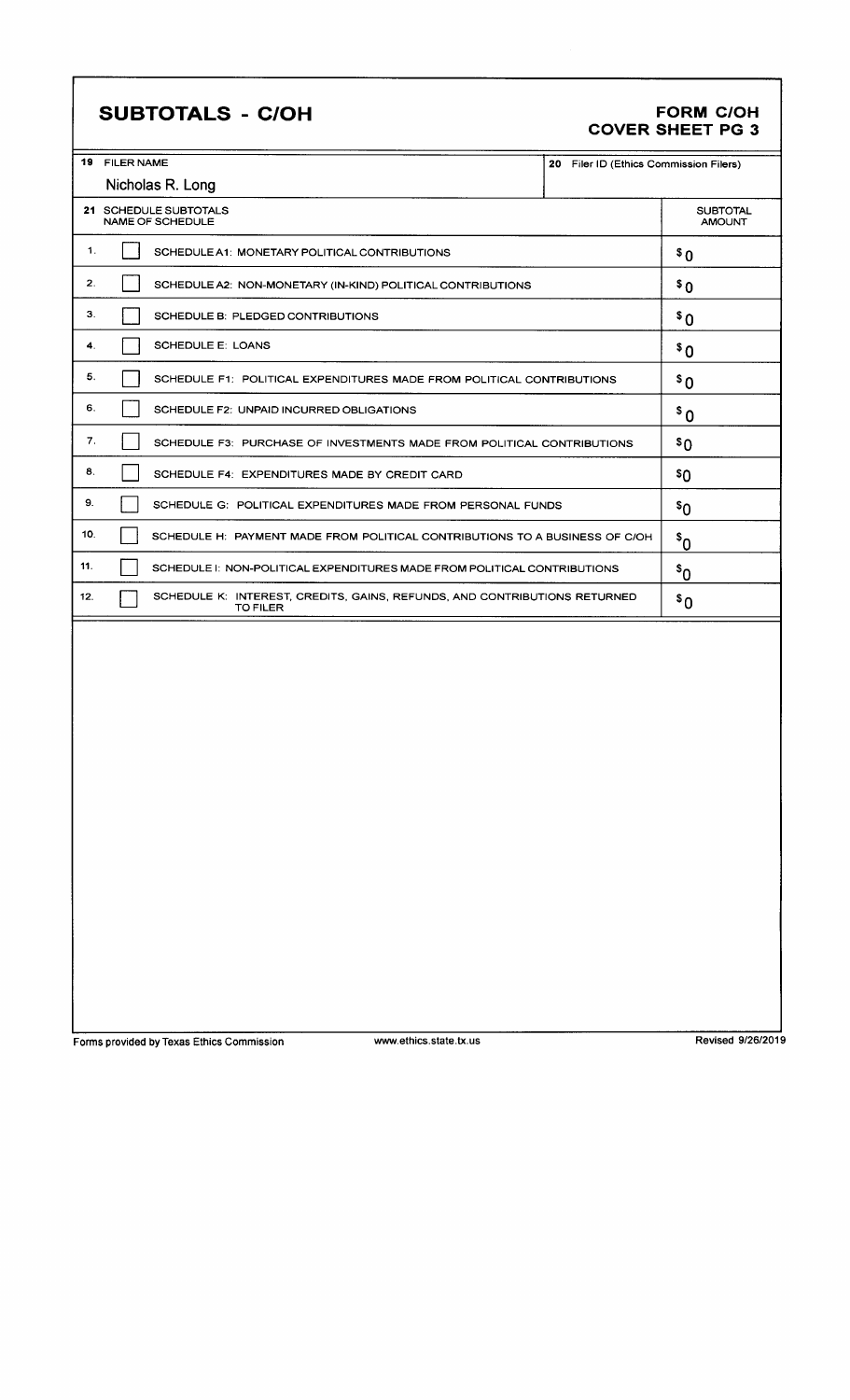# SUBTOTALS - C/OH

**FORM C/OH**
**COVER SHEET PG 3**

| 19 FILER NAME | 20 Filer ID (Ethics Commission Filers) |
|---|---|
| Nicholas R. Long | |

| 21 SCHEDULE SUBTOTALS<br>NAME OF SCHEDULE | | SUBTOTAL AMOUNT |
|---|---|---|
| 1. | SCHEDULE A1: MONETARY POLITICAL CONTRIBUTIONS | $0 |
| 2. | SCHEDULE A2: NON-MONETARY (IN-KIND) POLITICAL CONTRIBUTIONS | $0 |
| 3. | SCHEDULE B: PLEDGED CONTRIBUTIONS | $0 |
| 4. | SCHEDULE E: LOANS | $0 |
| 5. | SCHEDULE F1: POLITICAL EXPENDITURES MADE FROM POLITICAL CONTRIBUTIONS | $0 |
| 6. | SCHEDULE F2: UNPAID INCURRED OBLIGATIONS | $0 |
| 7. | SCHEDULE F3: PURCHASE OF INVESTMENTS MADE FROM POLITICAL CONTRIBUTIONS | $0 |
| 8. | SCHEDULE F4: EXPENDITURES MADE BY CREDIT CARD | $0 |
| 9. | SCHEDULE G: POLITICAL EXPENDITURES MADE FROM PERSONAL FUNDS | $0 |
| 10. | SCHEDULE H: PAYMENT MADE FROM POLITICAL CONTRIBUTIONS TO A BUSINESS OF C/OH | $0 |
| 11. | SCHEDULE I: NON-POLITICAL EXPENDITURES MADE FROM POLITICAL CONTRIBUTIONS | $0 |
| 12. | SCHEDULE K: INTEREST, CREDITS, GAINS, REFUNDS, AND CONTRIBUTIONS RETURNED TO FILER | $0 |

Forms provided by Texas Ethics Commission www.ethics.state.tx.us Revised 9/26/2019